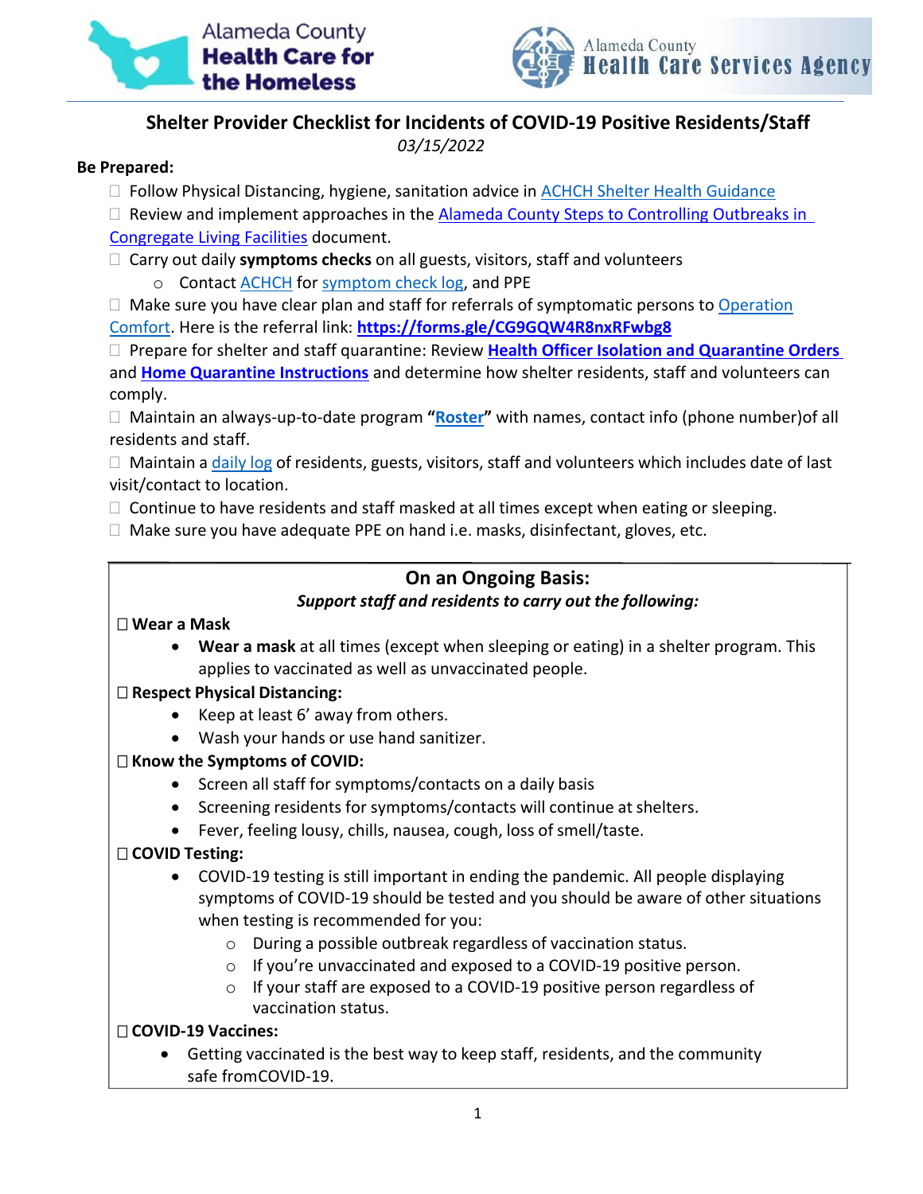Alameda County **Health Care for the Homeless**

Alameda County **Health Care Services Agency**

## Shelter Provider Checklist for Incidents of COVID-19 Positive Residents/Staff

*03/15/2022*

**Be Prepared:**

- ☐ Follow Physical Distancing, hygiene, sanitation advice in ACHCH Shelter Health Guidance
- ☐ Review and implement approaches in the Alameda County Steps to Controlling Outbreaks in Congregate Living Facilities document.
- ☐ Carry out daily **symptoms checks** on all guests, visitors, staff and volunteers
  - Contact ACHCH for symptom check log, and PPE
- ☐ Make sure you have clear plan and staff for referrals of symptomatic persons to Operation Comfort. Here is the referral link: **https://forms.gle/CG9GQW4R8nxRFwbg8**
- ☐ Prepare for shelter and staff quarantine: Review **Health Officer Isolation and Quarantine Orders** and **Home Quarantine Instructions** and determine how shelter residents, staff and volunteers can comply.
- ☐ Maintain an always-up-to-date program **"Roster"** with names, contact info (phone number)of all residents and staff.
- ☐ Maintain a daily log of residents, guests, visitors, staff and volunteers which includes date of last visit/contact to location.
- ☐ Continue to have residents and staff masked at all times except when eating or sleeping.
- ☐ Make sure you have adequate PPE on hand i.e. masks, disinfectant, gloves, etc.

### On an Ongoing Basis:

***Support staff and residents to carry out the following:***

☐ **Wear a Mask**

- **Wear a mask** at all times (except when sleeping or eating) in a shelter program. This applies to vaccinated as well as unvaccinated people.

☐ **Respect Physical Distancing:**

- Keep at least 6' away from others.
- Wash your hands or use hand sanitizer.

☐ **Know the Symptoms of COVID:**

- Screen all staff for symptoms/contacts on a daily basis
- Screening residents for symptoms/contacts will continue at shelters.
- Fever, feeling lousy, chills, nausea, cough, loss of smell/taste.

☐ **COVID Testing:**

- COVID-19 testing is still important in ending the pandemic. All people displaying symptoms of COVID-19 should be tested and you should be aware of other situations when testing is recommended for you:
  - During a possible outbreak regardless of vaccination status.
  - If you're unvaccinated and exposed to a COVID-19 positive person.
  - If your staff are exposed to a COVID-19 positive person regardless of vaccination status.

☐ **COVID-19 Vaccines:**

- Getting vaccinated is the best way to keep staff, residents, and the community safe fromCOVID-19.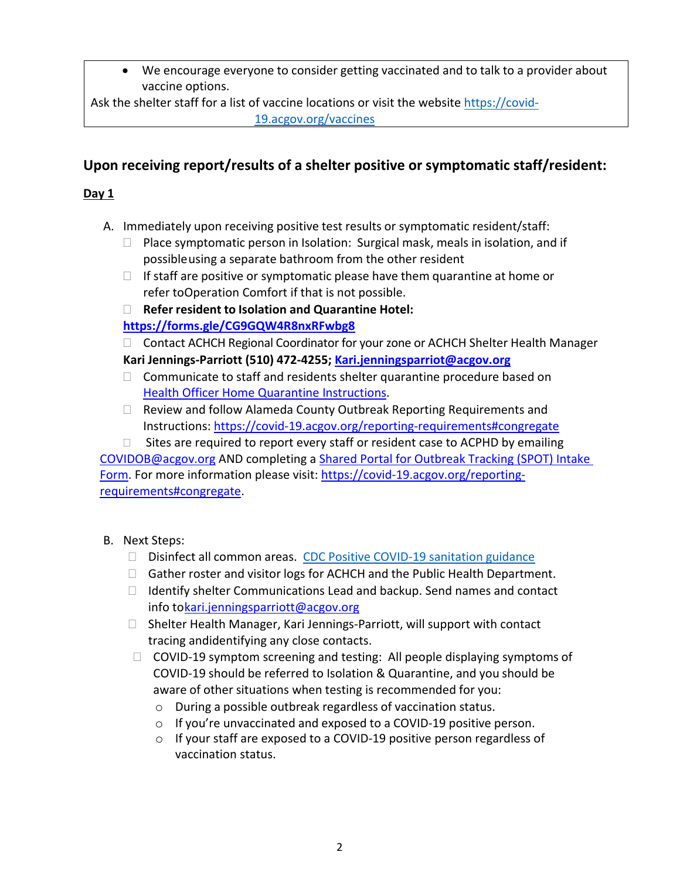- We encourage everyone to consider getting vaccinated and to talk to a provider about vaccine options.

Ask the shelter staff for a list of vaccine locations or visit the website https://covid-19.acgov.org/vaccines

## Upon receiving report/results of a shelter positive or symptomatic staff/resident:

**Day 1**

A. Immediately upon receiving positive test results or symptomatic resident/staff:
   - ☐ Place symptomatic person in Isolation: Surgical mask, meals in isolation, and if possible using a separate bathroom from the other resident
   - ☐ If staff are positive or symptomatic please have them quarantine at home or refer to Operation Comfort if that is not possible.
   - ☐ **Refer resident to Isolation and Quarantine Hotel: https://forms.gle/CG9GQW4R8nxRFwbg8**
   - ☐ Contact ACHCH Regional Coordinator for your zone or ACHCH Shelter Health Manager **Kari Jennings-Parriott (510) 472-4255; Kari.jenningsparriot@acgov.org**
   - ☐ Communicate to staff and residents shelter quarantine procedure based on Health Officer Home Quarantine Instructions.
   - ☐ Review and follow Alameda County Outbreak Reporting Requirements and Instructions: https://covid-19.acgov.org/reporting-requirements#congregate
   - ☐ Sites are required to report every staff or resident case to ACPHD by emailing COVIDOB@acgov.org AND completing a Shared Portal for Outbreak Tracking (SPOT) Intake Form. For more information please visit: https://covid-19.acgov.org/reporting-requirements#congregate.

B. Next Steps:
   - ☐ Disinfect all common areas. CDC Positive COVID-19 sanitation guidance
   - ☐ Gather roster and visitor logs for ACHCH and the Public Health Department.
   - ☐ Identify shelter Communications Lead and backup. Send names and contact info to kari.jenningsparriott@acgov.org
   - ☐ Shelter Health Manager, Kari Jennings-Parriott, will support with contact tracing and identifying any close contacts.
   - ☐ COVID-19 symptom screening and testing: All people displaying symptoms of COVID-19 should be referred to Isolation & Quarantine, and you should be aware of other situations when testing is recommended for you:
     - During a possible outbreak regardless of vaccination status.
     - If you're unvaccinated and exposed to a COVID-19 positive person.
     - If your staff are exposed to a COVID-19 positive person regardless of vaccination status.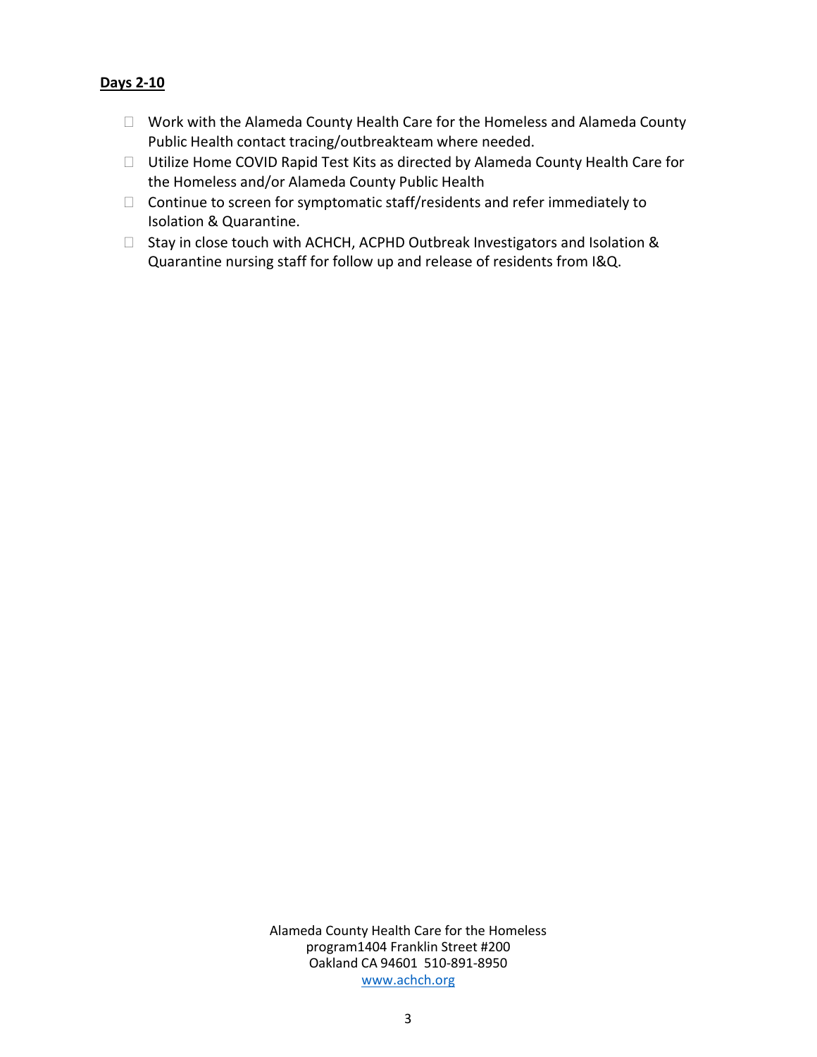**Days 2-10**

- Work with the Alameda County Health Care for the Homeless and Alameda County Public Health contact tracing/outbreakteam where needed.
- Utilize Home COVID Rapid Test Kits as directed by Alameda County Health Care for the Homeless and/or Alameda County Public Health
- Continue to screen for symptomatic staff/residents and refer immediately to Isolation & Quarantine.
- Stay in close touch with ACHCH, ACPHD Outbreak Investigators and Isolation & Quarantine nursing staff for follow up and release of residents from I&Q.